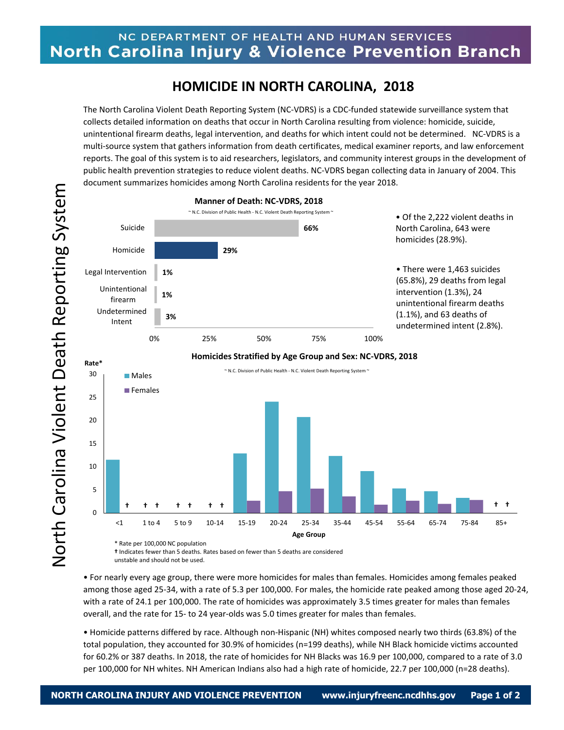NC DEPARTMENT OF HEALTH AND HUMAN SERVICES

**North Carolina Injury & Violence Prevention Branch**

# HOMICIDE IN NORTH CAROLINA, 2018

The North Carolina Violent Death Reporting System (NC-VDRS) is a CDC-funded statewide surveillance system that collects detailed information on deaths that occur in North Carolina resulting from violence: homicide, suicide, unintentional firearm deaths, legal intervention, and deaths for which intent could not be determined. NC-VDRS is a multi-source system that gathers information from death certificates, medical examiner reports, and law enforcement reports. The goal of this system is to aid researchers, legislators, and community interest groups in the development of public health prevention strategies to reduce violent deaths. NC-VDRS began collecting data in January of 2004. This document summarizes homicides among North Carolina residents for the year 2018.

**Manner of Death: NC-VDRS, 2018**

~ N.C. Division of Public Health - N.C. Violent Death Reporting System ~

| Manner of Death | Percent |
|---|---|
| Suicide | 66% |
| Homicide | 29% |
| Legal Intervention | 1% |
| Unintentional firearm | 1% |
| Undetermined Intent | 3% |

- Of the 2,222 violent deaths in North Carolina, 643 were homicides (28.9%).
- There were 1,463 suicides (65.8%), 29 deaths from legal intervention (1.3%), 24 unintentional firearm deaths (1.1%), and 63 deaths of undetermined intent (2.8%).

**Homicides Stratified by Age Group and Sex: NC-VDRS, 2018**

~ N.C. Division of Public Health - N.C. Violent Death Reporting System ~

[Bar chart: Rate* by Age Group (<1, 1 to 4, 5 to 9, 10-14, 15-19, 20-24, 25-34, 35-44, 45-54, 55-64, 65-74, 75-84, 85+) for Males and Females]

\* Rate per 100,000 NC population

† Indicates fewer than 5 deaths. Rates based on fewer than 5 deaths are considered unstable and should not be used.

- For nearly every age group, there were more homicides for males than females. Homicides among females peaked among those aged 25-34, with a rate of 5.3 per 100,000. For males, the homicide rate peaked among those aged 20-24, with a rate of 24.1 per 100,000. The rate of homicides was approximately 3.5 times greater for males than females overall, and the rate for 15- to 24 year-olds was 5.0 times greater for males than females.
- Homicide patterns differed by race. Although non-Hispanic (NH) whites composed nearly two thirds (63.8%) of the total population, they accounted for 30.9% of homicides (n=199 deaths), while NH Black homicide victims accounted for 60.2% or 387 deaths. In 2018, the rate of homicides for NH Blacks was 16.9 per 100,000, compared to a rate of 3.0 per 100,000 for NH whites. NH American Indians also had a high rate of homicide, 22.7 per 100,000 (n=28 deaths).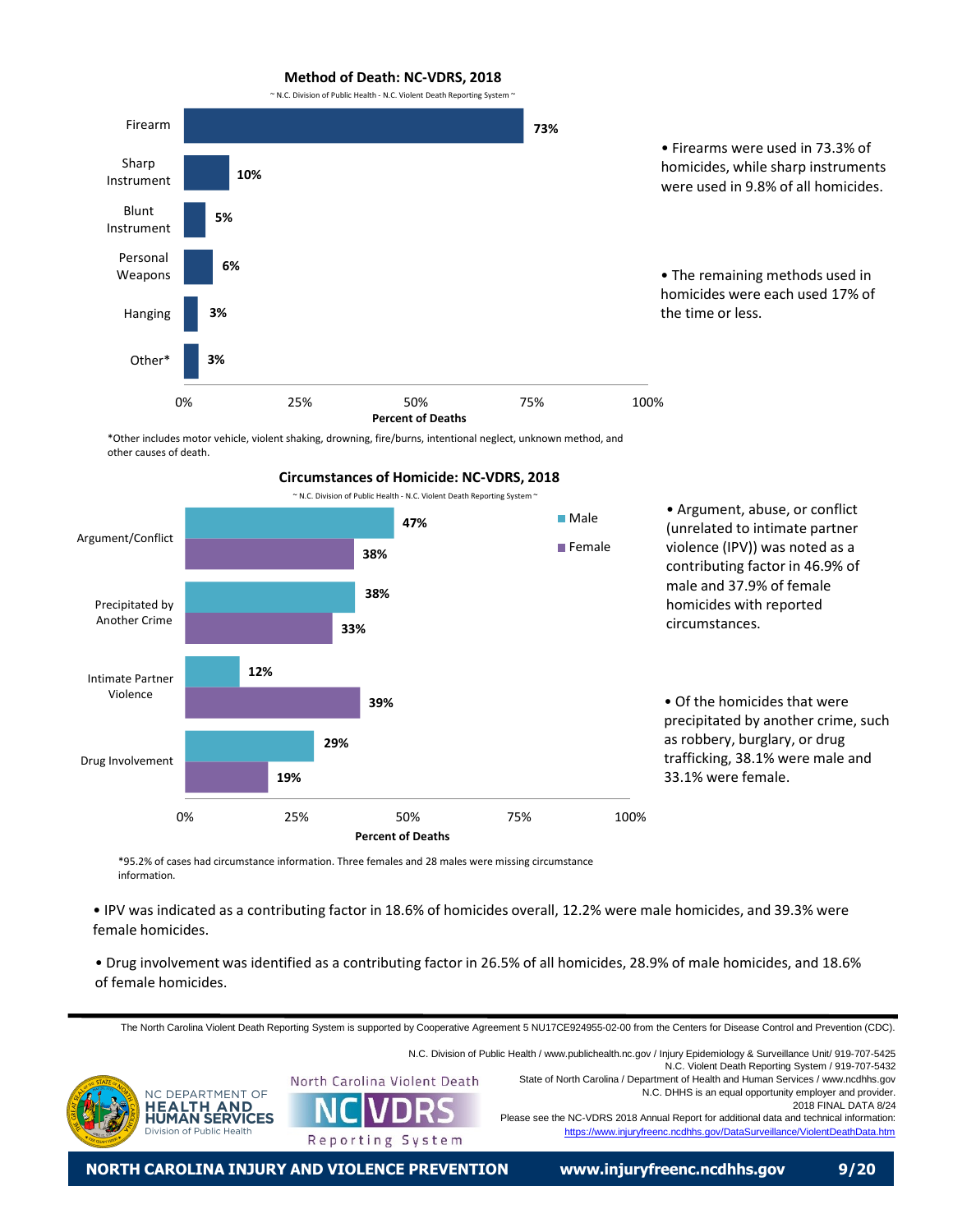**Method of Death: NC-VDRS, 2018**

~ N.C. Division of Public Health - N.C. Violent Death Reporting System ~

Firearm 73%

Sharp Instrument 10%

Blunt Instrument 5%

Personal Weapons 6%

Hanging 3%

Other* 3%

0% 25% 50% 75% 100%

Percent of Deaths

- Firearms were used in 73.3% of homicides, while sharp instruments were used in 9.8% of all homicides.
- The remaining methods used in homicides were each used 17% of the time or less.

*Other includes motor vehicle, violent shaking, drowning, fire/burns, intentional neglect, unknown method, and other causes of death.

**Circumstances of Homicide: NC-VDRS, 2018**

~ N.C. Division of Public Health - N.C. Violent Death Reporting System ~

Male

Female

Argument/Conflict 47% 38%

Precipitated by Another Crime 38% 33%

Intimate Partner Violence 12% 39%

Drug Involvement 29% 19%

0% 25% 50% 75% 100%

Percent of Deaths

- Argument, abuse, or conflict (unrelated to intimate partner violence (IPV)) was noted as a contributing factor in 46.9% of male and 37.9% of female homicides with reported circumstances.
- Of the homicides that were precipitated by another crime, such as robbery, burglary, or drug trafficking, 38.1% were male and 33.1% were female.

*95.2% of cases had circumstance information. Three females and 28 males were missing circumstance information.

- IPV was indicated as a contributing factor in 18.6% of homicides overall, 12.2% were male homicides, and 39.3% were female homicides.
- Drug involvement was identified as a contributing factor in 26.5% of all homicides, 28.9% of male homicides, and 18.6% of female homicides.

The North Carolina Violent Death Reporting System is supported by Cooperative Agreement 5 NU17CE924955-02-00 from the Centers for Disease Control and Prevention (CDC).

N.C. Division of Public Health / www.publichealth.nc.gov / Injury Epidemiology & Surveillance Unit/ 919-707-5425
N.C. Violent Death Reporting System / 919-707-5432
State of North Carolina / Department of Health and Human Services / www.ncdhhs.gov
N.C. DHHS is an equal opportunity employer and provider.
2018 FINAL DATA 8/24
Please see the NC-VDRS 2018 Annual Report for additional data and technical information:
https://www.injuryfreenc.ncdhhs.gov/DataSurveillance/ViolentDeathData.htm

NC DEPARTMENT OF HEALTH AND HUMAN SERVICES Division of Public Health

North Carolina Violent Death NC VDRS Reporting System

NORTH CAROLINA INJURY AND VIOLENCE PREVENTION www.injuryfreenc.ncdhhs.gov